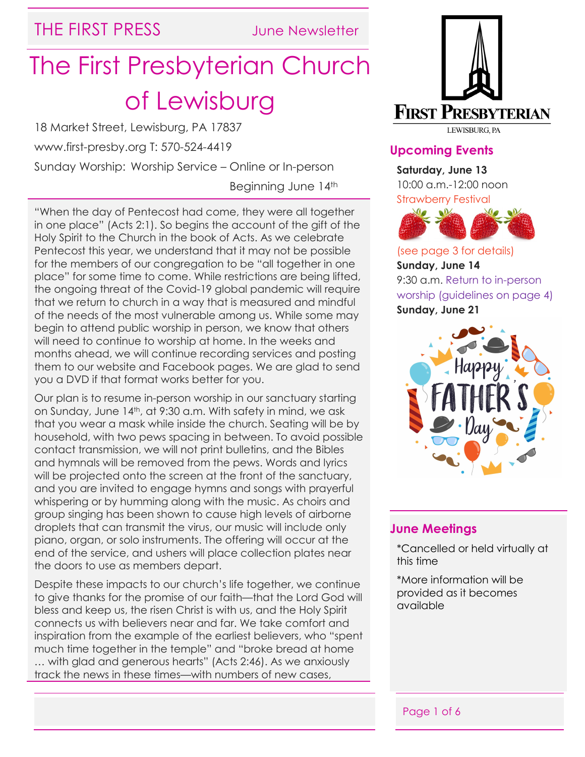THE FIRST PRESS — June Newsletter

# The First Presbyterian Church of Lewisburg

18 Market Street, Lewisburg, PA 17837

www.first-presby.org T: 570-524-4419

Sunday Worship: Worship Service – Online or In-person

Beginning June 14th

"When the day of Pentecost had come, they were all together in one place" (Acts 2:1). So begins the account of the gift of the Holy Spirit to the Church in the book of Acts. As we celebrate Pentecost this year, we understand that it may not be possible for the members of our congregation to be "all together in one place" for some time to come. While restrictions are being lifted, the ongoing threat of the Covid-19 global pandemic will require that we return to church in a way that is measured and mindful of the needs of the most vulnerable among us. While some may begin to attend public worship in person, we know that others will need to continue to worship at home. In the weeks and months ahead, we will continue recording services and posting them to our website and Facebook pages. We are glad to send you a DVD if that format works better for you.

Our plan is to resume in-person worship in our sanctuary starting on Sunday, June 14th, at 9:30 a.m. With safety in mind, we ask that you wear a mask while inside the church. Seating will be by household, with two pews spacing in between. To avoid possible contact transmission, we will not print bulletins, and the Bibles and hymnals will be removed from the pews. Words and lyrics will be projected onto the screen at the front of the sanctuary, and you are invited to engage hymns and songs with prayerful whispering or by humming along with the music. As choirs and group singing has been shown to cause high levels of airborne droplets that can transmit the virus, our music will include only piano, organ, or solo instruments. The offering will occur at the end of the service, and ushers will place collection plates near the doors to use as members depart.

Despite these impacts to our church's life together, we continue to give thanks for the promise of our faith—that the Lord God will bless and keep us, the risen Christ is with us, and the Holy Spirit connects us with believers near and far. We take comfort and inspiration from the example of the earliest believers, who "spent much time together in the temple" and "broke bread at home … with glad and generous hearts" (Acts 2:46). As we anxiously track the news in these times—with numbers of new cases,

FIRST PRESBYTERIAN
LEWISBURG, PA

## Upcoming Events

**Saturday, June 13**
10:00 a.m.-12:00 noon
Strawberry Festival
(see page 3 for details)

**Sunday, June 14**
9:30 a.m. Return to in-person worship (guidelines on page 4)

**Sunday, June 21**
Happy Father's Day

## June Meetings

*Cancelled or held virtually at this time

*More information will be provided as it becomes available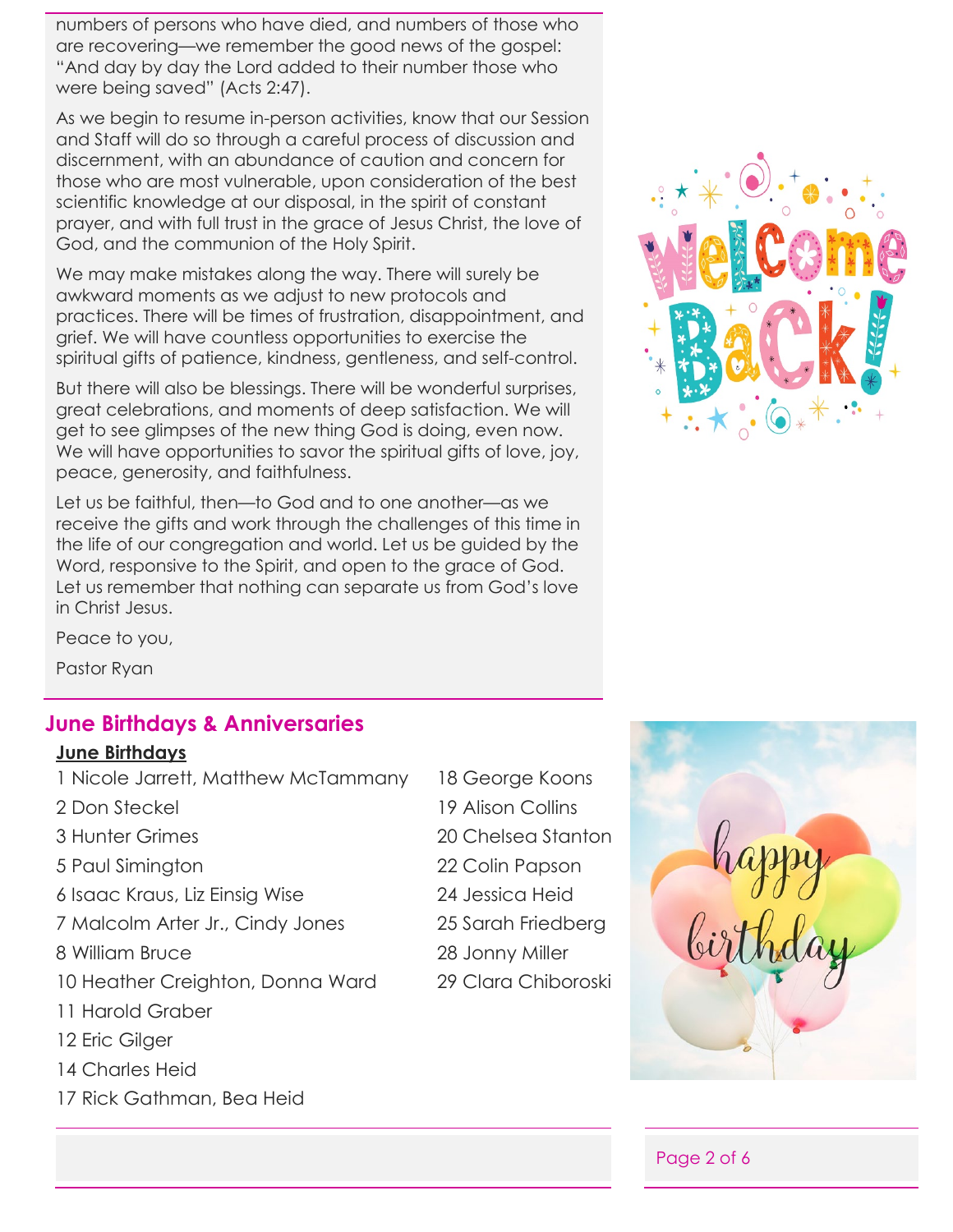numbers of persons who have died, and numbers of those who are recovering—we remember the good news of the gospel: "And day by day the Lord added to their number those who were being saved" (Acts 2:47).

As we begin to resume in-person activities, know that our Session and Staff will do so through a careful process of discussion and discernment, with an abundance of caution and concern for those who are most vulnerable, upon consideration of the best scientific knowledge at our disposal, in the spirit of constant prayer, and with full trust in the grace of Jesus Christ, the love of God, and the communion of the Holy Spirit.

We may make mistakes along the way. There will surely be awkward moments as we adjust to new protocols and practices. There will be times of frustration, disappointment, and grief. We will have countless opportunities to exercise the spiritual gifts of patience, kindness, gentleness, and self-control.

But there will also be blessings. There will be wonderful surprises, great celebrations, and moments of deep satisfaction. We will get to see glimpses of the new thing God is doing, even now. We will have opportunities to savor the spiritual gifts of love, joy, peace, generosity, and faithfulness.

Let us be faithful, then—to God and to one another—as we receive the gifts and work through the challenges of this time in the life of our congregation and world. Let us be guided by the Word, responsive to the Spirit, and open to the grace of God. Let us remember that nothing can separate us from God's love in Christ Jesus.

Peace to you,

Pastor Ryan

## June Birthdays & Anniversaries

**June Birthdays**

1 Nicole Jarrett, Matthew McTammany
2 Don Steckel
3 Hunter Grimes
5 Paul Simington
6 Isaac Kraus, Liz Einsig Wise
7 Malcolm Arter Jr., Cindy Jones
8 William Bruce
10 Heather Creighton, Donna Ward
11 Harold Graber
12 Eric Gilger
14 Charles Heid
17 Rick Gathman, Bea Heid
18 George Koons
19 Alison Collins
20 Chelsea Stanton
22 Colin Papson
24 Jessica Heid
25 Sarah Friedberg
28 Jonny Miller
29 Clara Chiboroski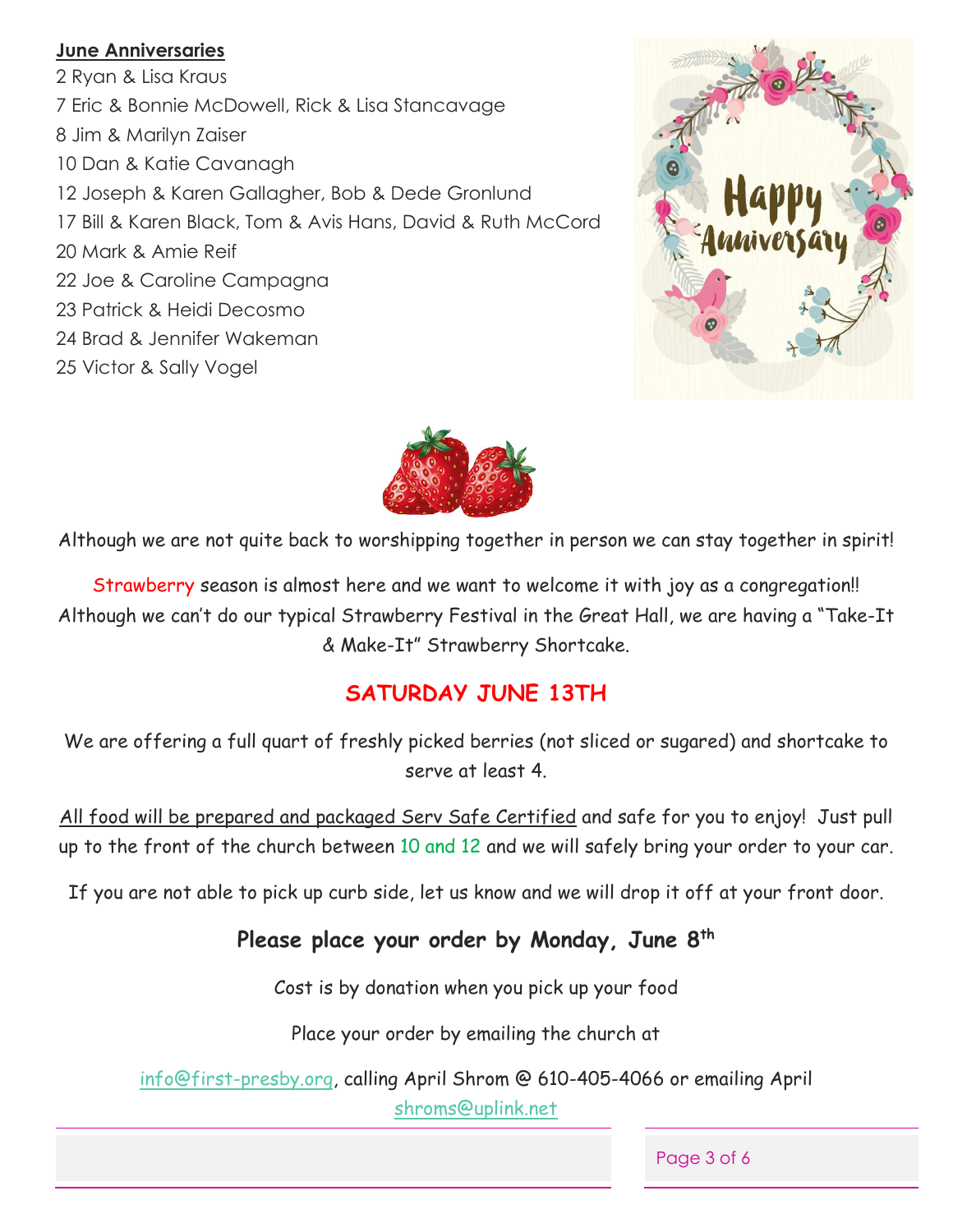**June Anniversaries**

2 Ryan & Lisa Kraus
7 Eric & Bonnie McDowell, Rick & Lisa Stancavage
8 Jim & Marilyn Zaiser
10 Dan & Katie Cavanagh
12 Joseph & Karen Gallagher, Bob & Dede Gronlund
17 Bill & Karen Black, Tom & Avis Hans, David & Ruth McCord
20 Mark & Amie Reif
22 Joe & Caroline Campagna
23 Patrick & Heidi Decosmo
24 Brad & Jennifer Wakeman
25 Victor & Sally Vogel

Although we are not quite back to worshipping together in person we can stay together in spirit!

Strawberry season is almost here and we want to welcome it with joy as a congregation!! Although we can't do our typical Strawberry Festival in the Great Hall, we are having a "Take-It & Make-It" Strawberry Shortcake.

## SATURDAY JUNE 13TH

We are offering a full quart of freshly picked berries (not sliced or sugared) and shortcake to serve at least 4.

All food will be prepared and packaged Serv Safe Certified and safe for you to enjoy! Just pull up to the front of the church between 10 and 12 and we will safely bring your order to your car.

If you are not able to pick up curb side, let us know and we will drop it off at your front door.

**Please place your order by Monday, June 8th**

Cost is by donation when you pick up your food

Place your order by emailing the church at

info@first-presby.org, calling April Shrom @ 610-405-4066 or emailing April shroms@uplink.net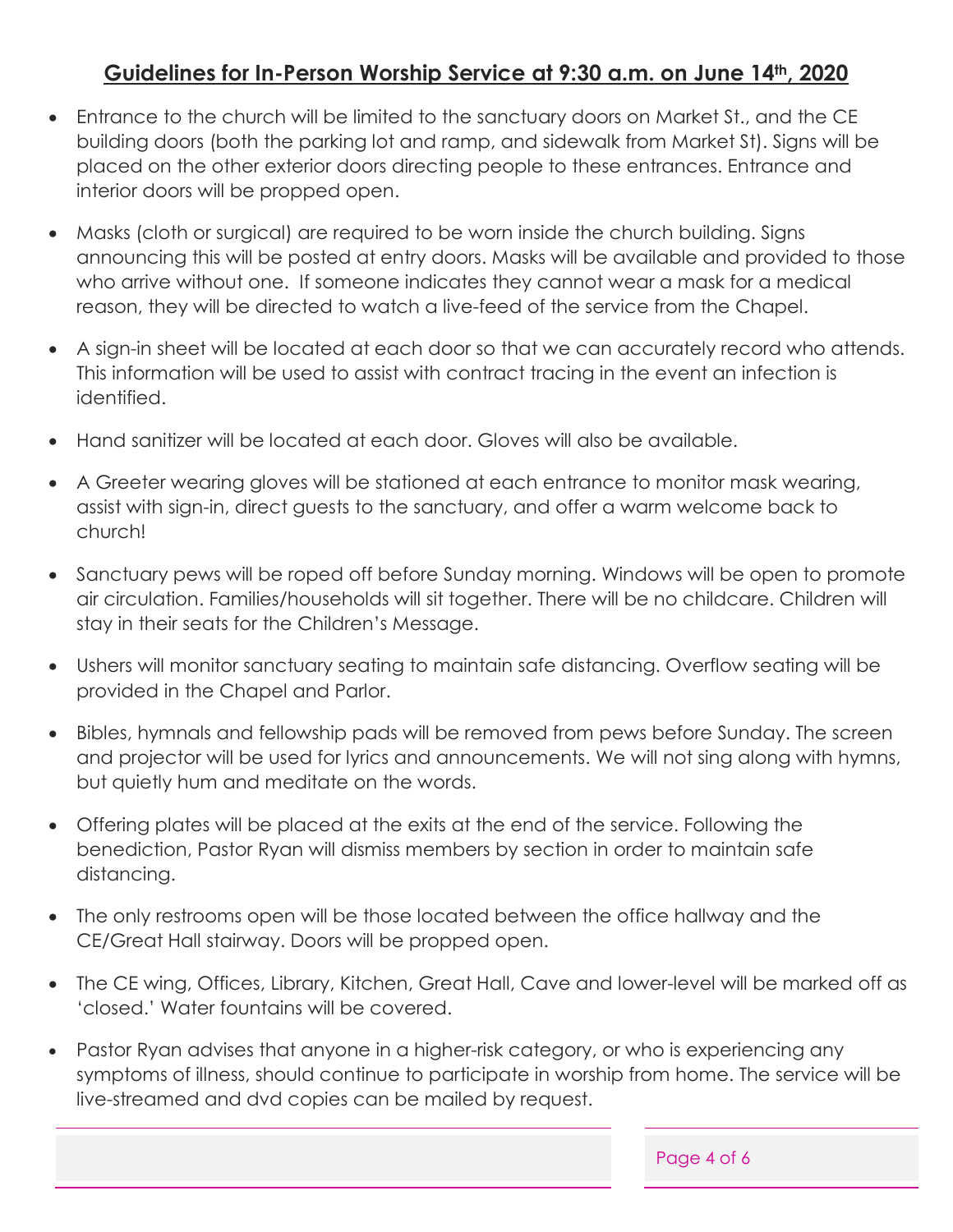## Guidelines for In-Person Worship Service at 9:30 a.m. on June 14th, 2020

- Entrance to the church will be limited to the sanctuary doors on Market St., and the CE building doors (both the parking lot and ramp, and sidewalk from Market St). Signs will be placed on the other exterior doors directing people to these entrances. Entrance and interior doors will be propped open.
- Masks (cloth or surgical) are required to be worn inside the church building. Signs announcing this will be posted at entry doors. Masks will be available and provided to those who arrive without one. If someone indicates they cannot wear a mask for a medical reason, they will be directed to watch a live-feed of the service from the Chapel.
- A sign-in sheet will be located at each door so that we can accurately record who attends. This information will be used to assist with contract tracing in the event an infection is identified.
- Hand sanitizer will be located at each door. Gloves will also be available.
- A Greeter wearing gloves will be stationed at each entrance to monitor mask wearing, assist with sign-in, direct guests to the sanctuary, and offer a warm welcome back to church!
- Sanctuary pews will be roped off before Sunday morning. Windows will be open to promote air circulation. Families/households will sit together. There will be no childcare. Children will stay in their seats for the Children's Message.
- Ushers will monitor sanctuary seating to maintain safe distancing. Overflow seating will be provided in the Chapel and Parlor.
- Bibles, hymnals and fellowship pads will be removed from pews before Sunday. The screen and projector will be used for lyrics and announcements. We will not sing along with hymns, but quietly hum and meditate on the words.
- Offering plates will be placed at the exits at the end of the service. Following the benediction, Pastor Ryan will dismiss members by section in order to maintain safe distancing.
- The only restrooms open will be those located between the office hallway and the CE/Great Hall stairway. Doors will be propped open.
- The CE wing, Offices, Library, Kitchen, Great Hall, Cave and lower-level will be marked off as 'closed.' Water fountains will be covered.
- Pastor Ryan advises that anyone in a higher-risk category, or who is experiencing any symptoms of illness, should continue to participate in worship from home. The service will be live-streamed and dvd copies can be mailed by request.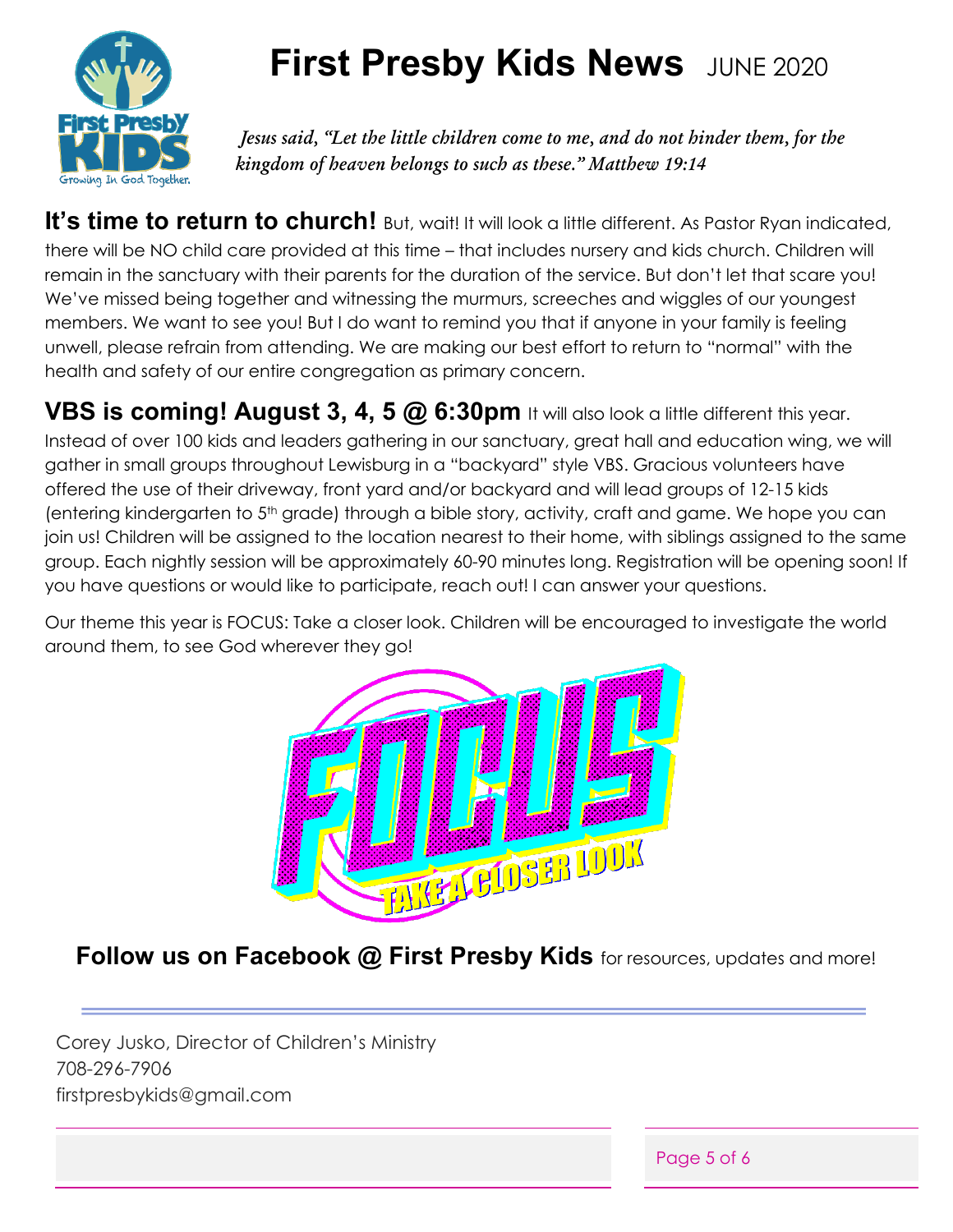# First Presby Kids News JUNE 2020

*Jesus said, "Let the little children come to me, and do not hinder them, for the kingdom of heaven belongs to such as these." Matthew 19:14*

**It's time to return to church!** But, wait! It will look a little different. As Pastor Ryan indicated, there will be NO child care provided at this time – that includes nursery and kids church. Children will remain in the sanctuary with their parents for the duration of the service. But don't let that scare you! We've missed being together and witnessing the murmurs, screeches and wiggles of our youngest members. We want to see you! But I do want to remind you that if anyone in your family is feeling unwell, please refrain from attending. We are making our best effort to return to "normal" with the health and safety of our entire congregation as primary concern.

**VBS is coming! August 3, 4, 5 @ 6:30pm** It will also look a little different this year. Instead of over 100 kids and leaders gathering in our sanctuary, great hall and education wing, we will gather in small groups throughout Lewisburg in a "backyard" style VBS. Gracious volunteers have offered the use of their driveway, front yard and/or backyard and will lead groups of 12-15 kids (entering kindergarten to 5th grade) through a bible story, activity, craft and game. We hope you can join us! Children will be assigned to the location nearest to their home, with siblings assigned to the same group. Each nightly session will be approximately 60-90 minutes long. Registration will be opening soon! If you have questions or would like to participate, reach out! I can answer your questions.

Our theme this year is FOCUS: Take a closer look. Children will be encouraged to investigate the world around them, to see God wherever they go!

**Follow us on Facebook @ First Presby Kids** for resources, updates and more!

---

Corey Jusko, Director of Children's Ministry
708-296-7906
firstpresbykids@gmail.com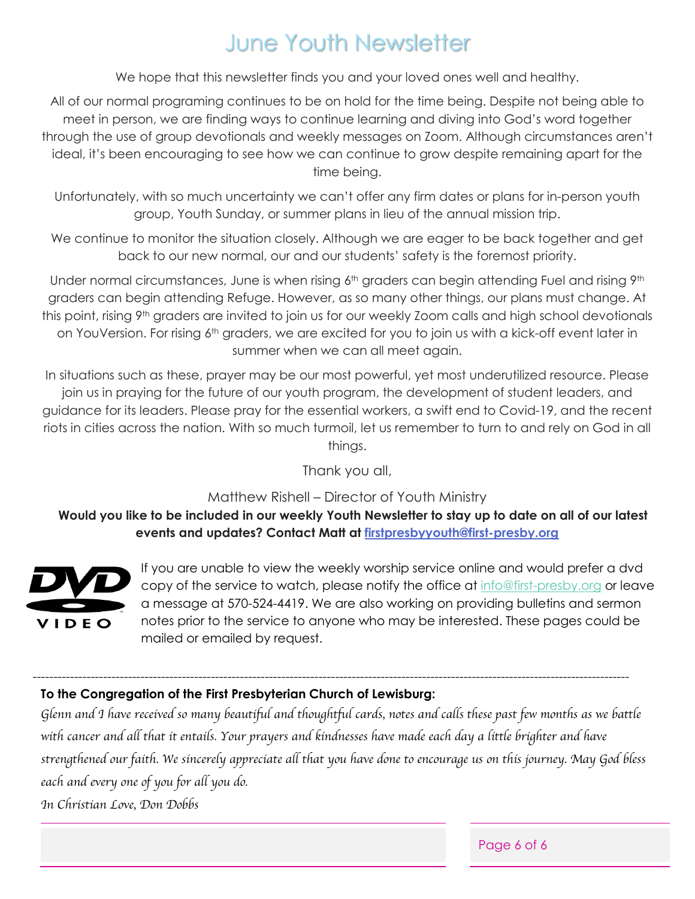# June Youth Newsletter

We hope that this newsletter finds you and your loved ones well and healthy.

All of our normal programing continues to be on hold for the time being. Despite not being able to meet in person, we are finding ways to continue learning and diving into God's word together through the use of group devotionals and weekly messages on Zoom. Although circumstances aren't ideal, it's been encouraging to see how we can continue to grow despite remaining apart for the time being.

Unfortunately, with so much uncertainty we can't offer any firm dates or plans for in-person youth group, Youth Sunday, or summer plans in lieu of the annual mission trip.

We continue to monitor the situation closely. Although we are eager to be back together and get back to our new normal, our and our students' safety is the foremost priority.

Under normal circumstances, June is when rising 6th graders can begin attending Fuel and rising 9th graders can begin attending Refuge. However, as so many other things, our plans must change. At this point, rising 9th graders are invited to join us for our weekly Zoom calls and high school devotionals on YouVersion. For rising 6th graders, we are excited for you to join us with a kick-off event later in summer when we can all meet again.

In situations such as these, prayer may be our most powerful, yet most underutilized resource. Please join us in praying for the future of our youth program, the development of student leaders, and guidance for its leaders. Please pray for the essential workers, a swift end to Covid-19, and the recent riots in cities across the nation. With so much turmoil, let us remember to turn to and rely on God in all things.

Thank you all,

Matthew Rishell – Director of Youth Ministry

**Would you like to be included in our weekly Youth Newsletter to stay up to date on all of our latest events and updates? Contact Matt at firstpresbyyouth@first-presby.org**

If you are unable to view the weekly worship service online and would prefer a dvd copy of the service to watch, please notify the office at info@first-presby.org or leave a message at 570-524-4419. We are also working on providing bulletins and sermon notes prior to the service to anyone who may be interested. These pages could be mailed or emailed by request.

---

**To the Congregation of the First Presbyterian Church of Lewisburg:**

*Glenn and I have received so many beautiful and thoughtful cards, notes and calls these past few months as we battle with cancer and all that it entails. Your prayers and kindnesses have made each day a little brighter and have strengthened our faith. We sincerely appreciate all that you have done to encourage us on this journey. May God bless each and every one of you for all you do.*

*In Christian Love, Don Dobbs*